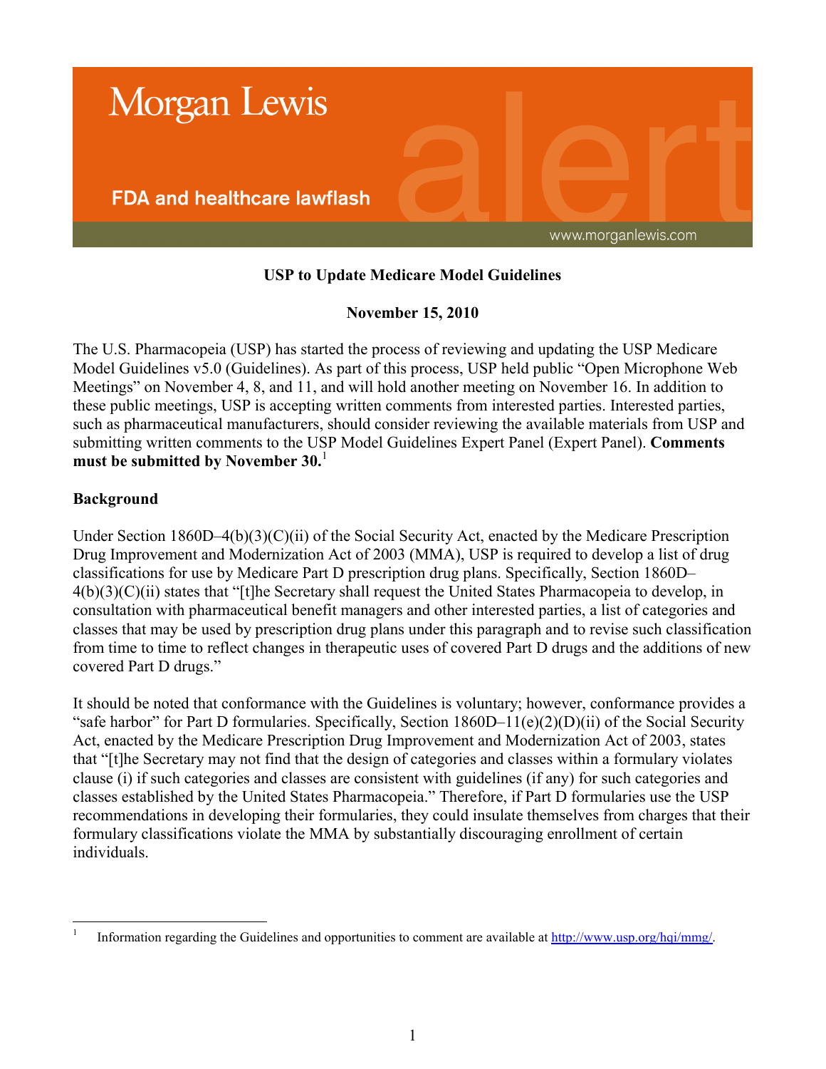Morgan Lewis

**FDA and healthcare lawflash**

alert

www.morganlewis.com

**USP to Update Medicare Model Guidelines**

**November 15, 2010**

The U.S. Pharmacopeia (USP) has started the process of reviewing and updating the USP Medicare Model Guidelines v5.0 (Guidelines). As part of this process, USP held public "Open Microphone Web Meetings" on November 4, 8, and 11, and will hold another meeting on November 16. In addition to these public meetings, USP is accepting written comments from interested parties. Interested parties, such as pharmaceutical manufacturers, should consider reviewing the available materials from USP and submitting written comments to the USP Model Guidelines Expert Panel (Expert Panel). **Comments must be submitted by November 30.**[1]

## Background

Under Section 1860D–4(b)(3)(C)(ii) of the Social Security Act, enacted by the Medicare Prescription Drug Improvement and Modernization Act of 2003 (MMA), USP is required to develop a list of drug classifications for use by Medicare Part D prescription drug plans. Specifically, Section 1860D–4(b)(3)(C)(ii) states that "[t]he Secretary shall request the United States Pharmacopeia to develop, in consultation with pharmaceutical benefit managers and other interested parties, a list of categories and classes that may be used by prescription drug plans under this paragraph and to revise such classification from time to time to reflect changes in therapeutic uses of covered Part D drugs and the additions of new covered Part D drugs."

It should be noted that conformance with the Guidelines is voluntary; however, conformance provides a "safe harbor" for Part D formularies. Specifically, Section 1860D–11(e)(2)(D)(ii) of the Social Security Act, enacted by the Medicare Prescription Drug Improvement and Modernization Act of 2003, states that "[t]he Secretary may not find that the design of categories and classes within a formulary violates clause (i) if such categories and classes are consistent with guidelines (if any) for such categories and classes established by the United States Pharmacopeia." Therefore, if Part D formularies use the USP recommendations in developing their formularies, they could insulate themselves from charges that their formulary classifications violate the MMA by substantially discouraging enrollment of certain individuals.

---

[1] Information regarding the Guidelines and opportunities to comment are available at http://www.usp.org/hqi/mmg/.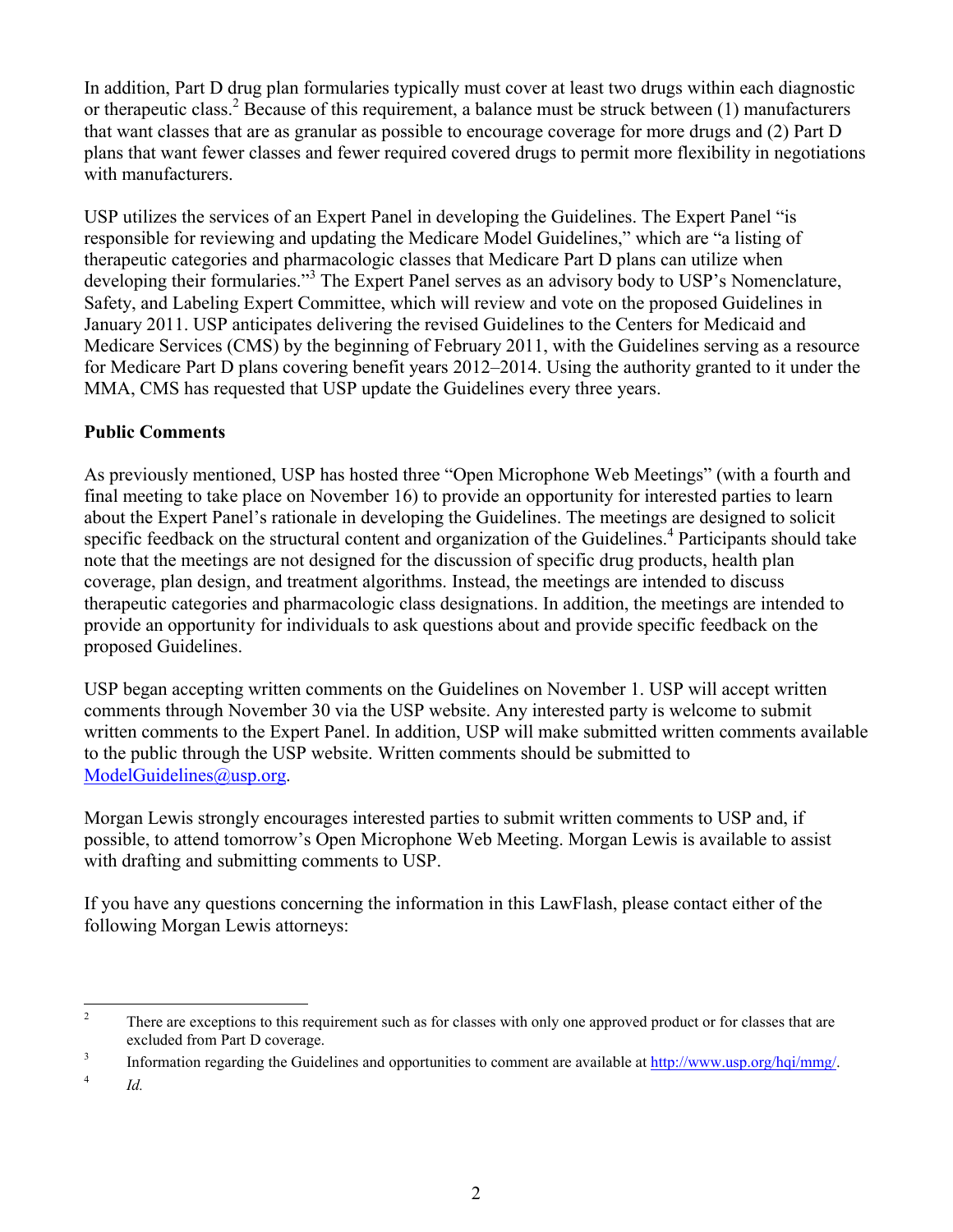In addition, Part D drug plan formularies typically must cover at least two drugs within each diagnostic or therapeutic class.[2] Because of this requirement, a balance must be struck between (1) manufacturers that want classes that are as granular as possible to encourage coverage for more drugs and (2) Part D plans that want fewer classes and fewer required covered drugs to permit more flexibility in negotiations with manufacturers.

USP utilizes the services of an Expert Panel in developing the Guidelines. The Expert Panel "is responsible for reviewing and updating the Medicare Model Guidelines," which are "a listing of therapeutic categories and pharmacologic classes that Medicare Part D plans can utilize when developing their formularies."[3] The Expert Panel serves as an advisory body to USP's Nomenclature, Safety, and Labeling Expert Committee, which will review and vote on the proposed Guidelines in January 2011. USP anticipates delivering the revised Guidelines to the Centers for Medicaid and Medicare Services (CMS) by the beginning of February 2011, with the Guidelines serving as a resource for Medicare Part D plans covering benefit years 2012–2014. Using the authority granted to it under the MMA, CMS has requested that USP update the Guidelines every three years.

**Public Comments**

As previously mentioned, USP has hosted three "Open Microphone Web Meetings" (with a fourth and final meeting to take place on November 16) to provide an opportunity for interested parties to learn about the Expert Panel's rationale in developing the Guidelines. The meetings are designed to solicit specific feedback on the structural content and organization of the Guidelines.[4] Participants should take note that the meetings are not designed for the discussion of specific drug products, health plan coverage, plan design, and treatment algorithms. Instead, the meetings are intended to discuss therapeutic categories and pharmacologic class designations. In addition, the meetings are intended to provide an opportunity for individuals to ask questions about and provide specific feedback on the proposed Guidelines.

USP began accepting written comments on the Guidelines on November 1. USP will accept written comments through November 30 via the USP website. Any interested party is welcome to submit written comments to the Expert Panel. In addition, USP will make submitted written comments available to the public through the USP website. Written comments should be submitted to ModelGuidelines@usp.org.

Morgan Lewis strongly encourages interested parties to submit written comments to USP and, if possible, to attend tomorrow's Open Microphone Web Meeting. Morgan Lewis is available to assist with drafting and submitting comments to USP.

If you have any questions concerning the information in this LawFlash, please contact either of the following Morgan Lewis attorneys:

---

[2] There are exceptions to this requirement such as for classes with only one approved product or for classes that are excluded from Part D coverage.

[3] Information regarding the Guidelines and opportunities to comment are available at http://www.usp.org/hqi/mmg/.

[4] *Id.*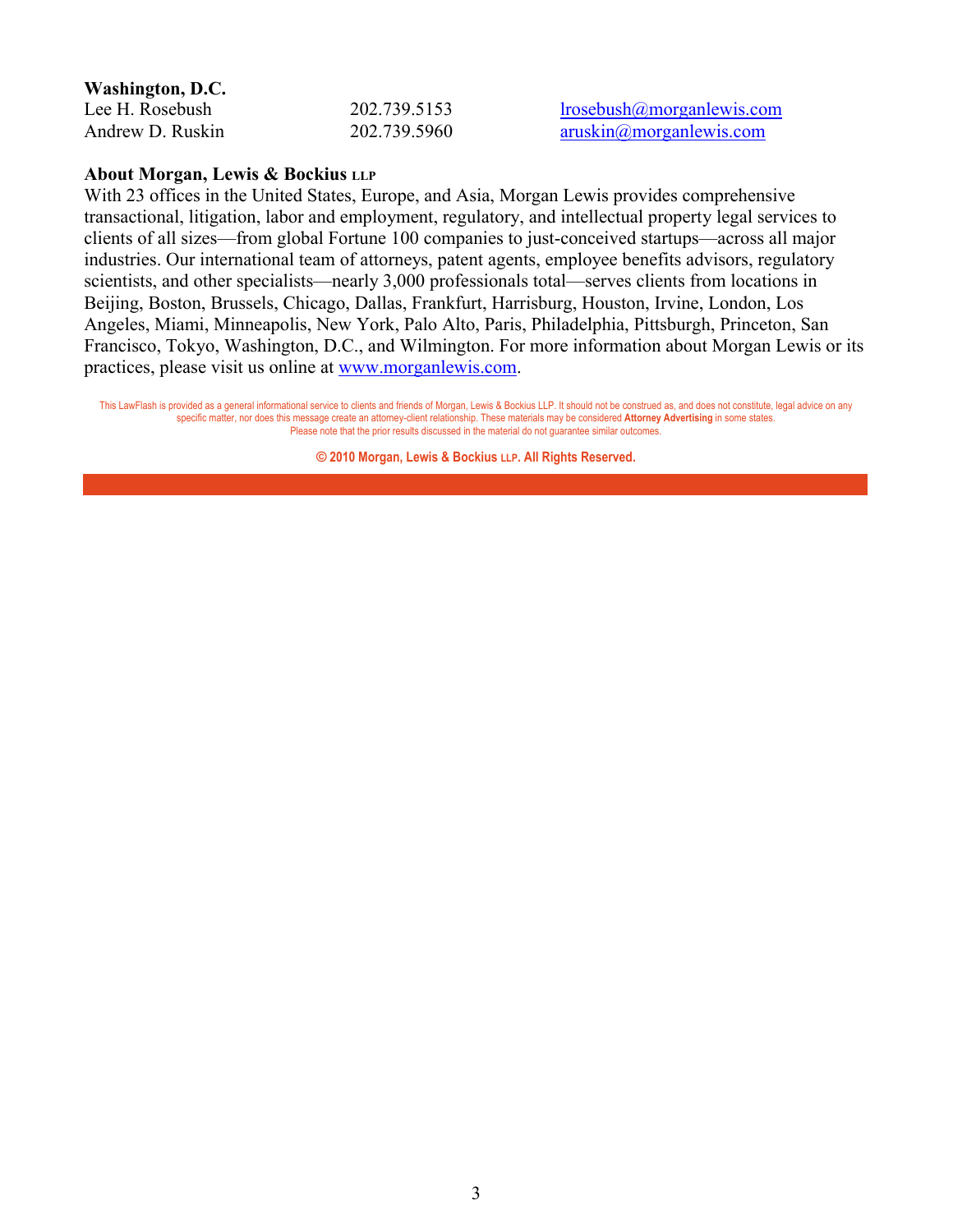**Washington, D.C.**

| | | |
|---|---|---|
| Lee H. Rosebush | 202.739.5153 | lrosebush@morganlewis.com |
| Andrew D. Ruskin | 202.739.5960 | aruskin@morganlewis.com |

**About Morgan, Lewis & Bockius LLP**

With 23 offices in the United States, Europe, and Asia, Morgan Lewis provides comprehensive transactional, litigation, labor and employment, regulatory, and intellectual property legal services to clients of all sizes—from global Fortune 100 companies to just-conceived startups—across all major industries. Our international team of attorneys, patent agents, employee benefits advisors, regulatory scientists, and other specialists—nearly 3,000 professionals total—serves clients from locations in Beijing, Boston, Brussels, Chicago, Dallas, Frankfurt, Harrisburg, Houston, Irvine, London, Los Angeles, Miami, Minneapolis, New York, Palo Alto, Paris, Philadelphia, Pittsburgh, Princeton, San Francisco, Tokyo, Washington, D.C., and Wilmington. For more information about Morgan Lewis or its practices, please visit us online at www.morganlewis.com.

This LawFlash is provided as a general informational service to clients and friends of Morgan, Lewis & Bockius LLP. It should not be construed as, and does not constitute, legal advice on any specific matter, nor does this message create an attorney-client relationship. These materials may be considered **Attorney Advertising** in some states. Please note that the prior results discussed in the material do not guarantee similar outcomes.

**© 2010 Morgan, Lewis & Bockius LLP. All Rights Reserved.**